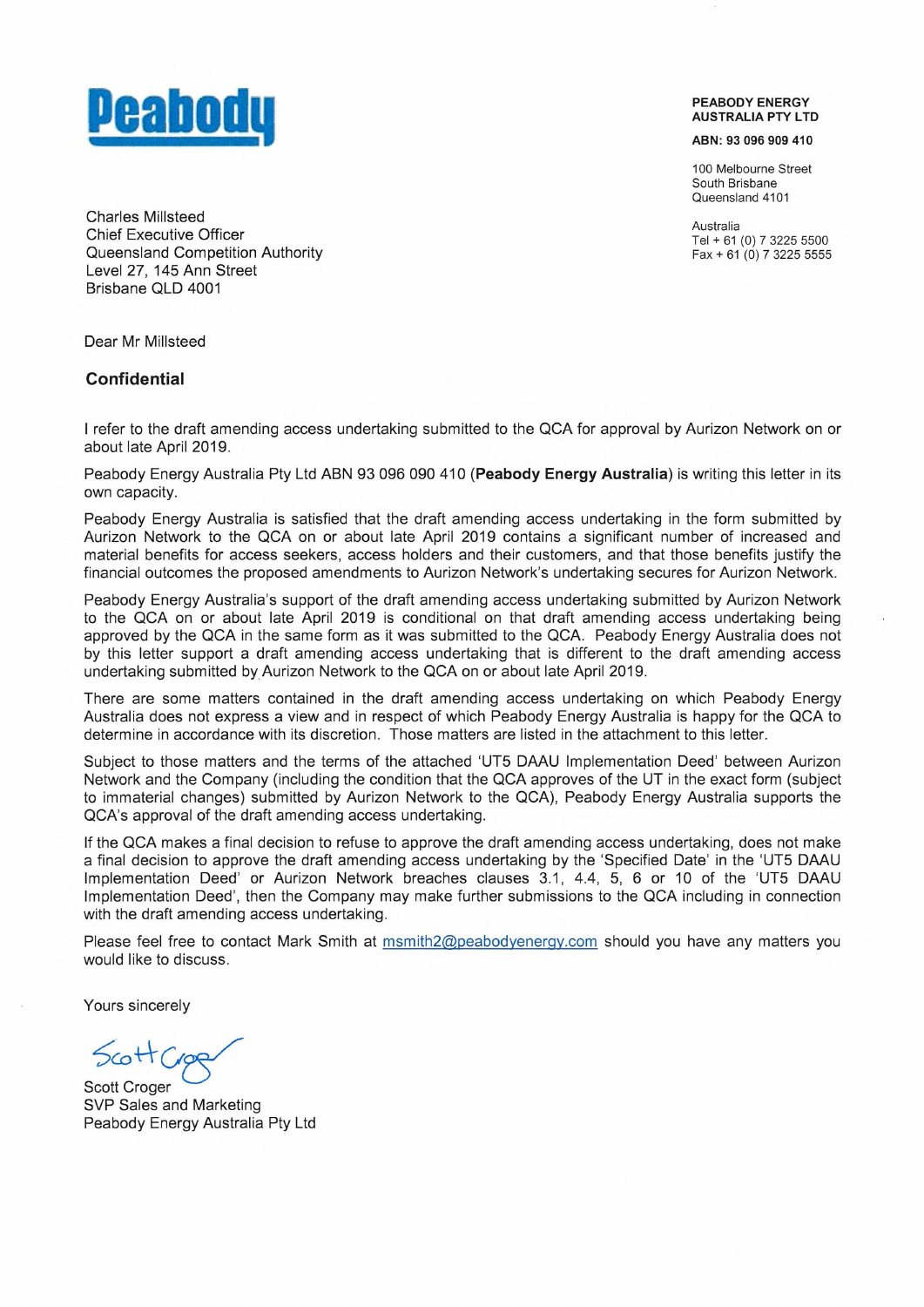**Peabody**

**PEABODY ENERGY AUSTRALIA PTY LTD**

**ABN: 93 096 909 410**

100 Melbourne Street
South Brisbane
Queensland 4101

Australia
Tel + 61 (0) 7 3225 5500
Fax + 61 (0) 7 3225 5555

Charles Millsteed
Chief Executive Officer
Queensland Competition Authority
Level 27, 145 Ann Street
Brisbane QLD 4001

Dear Mr Millsteed

**Confidential**

I refer to the draft amending access undertaking submitted to the QCA for approval by Aurizon Network on or about late April 2019.

Peabody Energy Australia Pty Ltd ABN 93 096 090 410 (**Peabody Energy Australia**) is writing this letter in its own capacity.

Peabody Energy Australia is satisfied that the draft amending access undertaking in the form submitted by Aurizon Network to the QCA on or about late April 2019 contains a significant number of increased and material benefits for access seekers, access holders and their customers, and that those benefits justify the financial outcomes the proposed amendments to Aurizon Network's undertaking secures for Aurizon Network.

Peabody Energy Australia's support of the draft amending access undertaking submitted by Aurizon Network to the QCA on or about late April 2019 is conditional on that draft amending access undertaking being approved by the QCA in the same form as it was submitted to the QCA. Peabody Energy Australia does not by this letter support a draft amending access undertaking that is different to the draft amending access undertaking submitted by Aurizon Network to the QCA on or about late April 2019.

There are some matters contained in the draft amending access undertaking on which Peabody Energy Australia does not express a view and in respect of which Peabody Energy Australia is happy for the QCA to determine in accordance with its discretion. Those matters are listed in the attachment to this letter.

Subject to those matters and the terms of the attached 'UT5 DAAU Implementation Deed' between Aurizon Network and the Company (including the condition that the QCA approves of the UT in the exact form (subject to immaterial changes) submitted by Aurizon Network to the QCA), Peabody Energy Australia supports the QCA's approval of the draft amending access undertaking.

If the QCA makes a final decision to refuse to approve the draft amending access undertaking, does not make a final decision to approve the draft amending access undertaking by the 'Specified Date' in the 'UT5 DAAU Implementation Deed' or Aurizon Network breaches clauses 3.1, 4.4, 5, 6 or 10 of the 'UT5 DAAU Implementation Deed', then the Company may make further submissions to the QCA including in connection with the draft amending access undertaking.

Please feel free to contact Mark Smith at msmith2@peabodyenergy.com should you have any matters you would like to discuss.

Yours sincerely

Scott Croger
SVP Sales and Marketing
Peabody Energy Australia Pty Ltd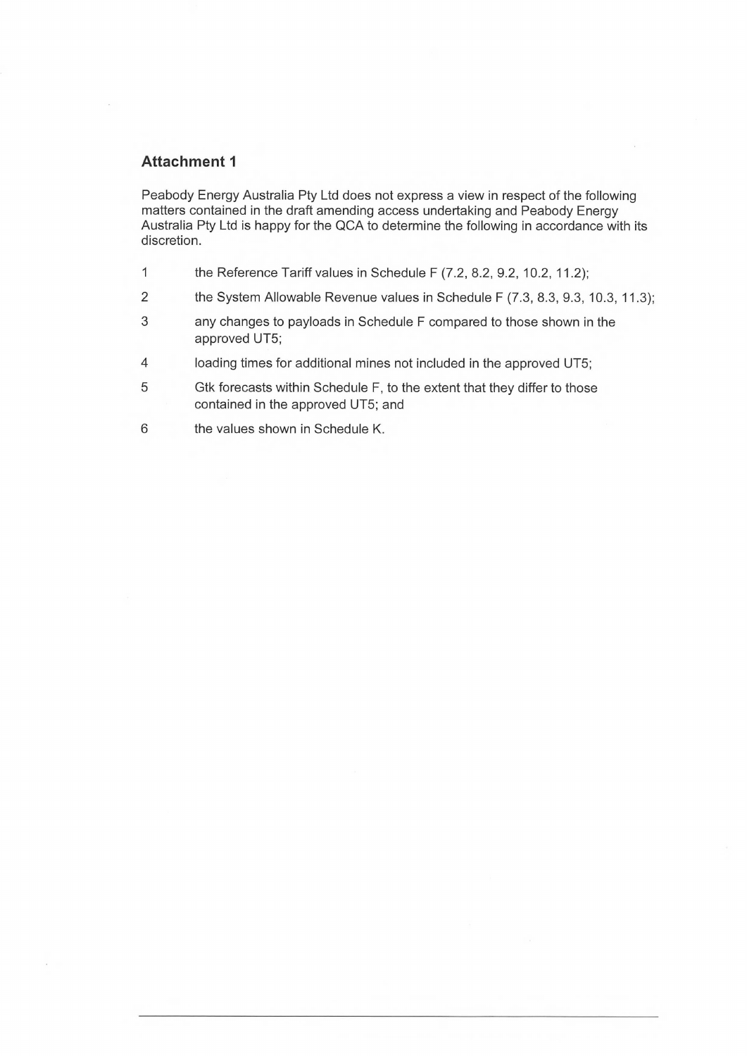## Attachment 1

Peabody Energy Australia Pty Ltd does not express a view in respect of the following matters contained in the draft amending access undertaking and Peabody Energy Australia Pty Ltd is happy for the QCA to determine the following in accordance with its discretion.

1. the Reference Tariff values in Schedule F (7.2, 8.2, 9.2, 10.2, 11.2);
2. the System Allowable Revenue values in Schedule F (7.3, 8.3, 9.3, 10.3, 11.3);
3. any changes to payloads in Schedule F compared to those shown in the approved UT5;
4. loading times for additional mines not included in the approved UT5;
5. Gtk forecasts within Schedule F, to the extent that they differ to those contained in the approved UT5; and
6. the values shown in Schedule K.